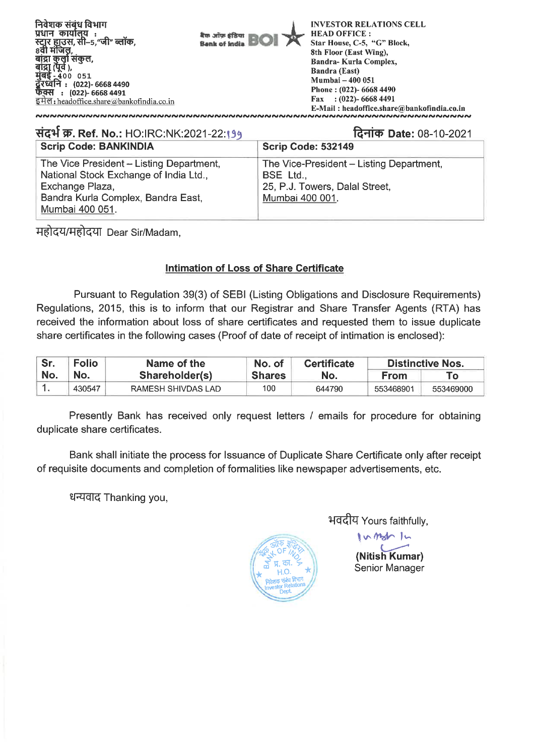निवेशक संबंध विभाग
प्रधान कार्यालय :
स्टार हाउस, सी–5,"जी" ब्लॉक,
8वी मंजिल,
बांद्रा कुर्ला संकुल,
बांद्रा (पूर्व ),
मुंबई - 400 051
दूरध्वनि : (022)- 6668 4490
फैक्स : (022)- 6668 4491
इमेल : headoffice.share@bankofindia.co.in

बैंक ऑफ़ इंडिया Bank of India BOI

INVESTOR RELATIONS CELL
HEAD OFFICE :
Star House, C-5, "G" Block,
8th Floor (East Wing),
Bandra- Kurla Complex,
Bandra (East)
Mumbai – 400 051
Phone : (022)- 6668 4490
Fax : (022)- 6668 4491
E-Mail : headoffice.share@bankofindia.co.in

संदर्भ क्र. Ref. No.: HO:IRC:NK:2021-22:199 | दिनांक Date: 08-10-2021

| Scrip Code: BANKINDIA | Scrip Code: 532149 |
|---|---|
| The Vice President – Listing Department, National Stock Exchange of India Ltd., Exchange Plaza, Bandra Kurla Complex, Bandra East, Mumbai 400 051. | The Vice-President – Listing Department, BSE Ltd., 25, P.J. Towers, Dalal Street, Mumbai 400 001. |

महोदय/महोदया Dear Sir/Madam,

**Intimation of Loss of Share Certificate**

Pursuant to Regulation 39(3) of SEBI (Listing Obligations and Disclosure Requirements) Regulations, 2015, this is to inform that our Registrar and Share Transfer Agents (RTA) has received the information about loss of share certificates and requested them to issue duplicate share certificates in the following cases (Proof of date of receipt of intimation is enclosed):

| Sr. No. | Folio No. | Name of the Shareholder(s) | No. of Shares | Certificate No. | Distinctive Nos. | |
|---|---|---|---|---|---|---|
| | | | | | From | To |
| 1. | 430547 | RAMESH SHIVDAS LAD | 100 | 644790 | 553468901 | 553469000 |

Presently Bank has received only request letters / emails for procedure for obtaining duplicate share certificates.

Bank shall initiate the process for Issuance of Duplicate Share Certificate only after receipt of requisite documents and completion of formalities like newspaper advertisements, etc.

धन्यवाद Thanking you,

भवदीय Yours faithfully,

**(Nitish Kumar)**
Senior Manager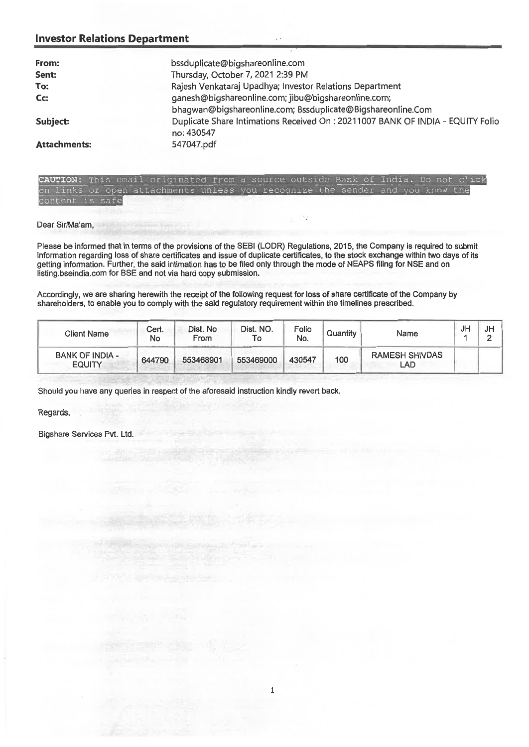## Investor Relations Department

| | |
|---|---|
| **From:** | bssduplicate@bigshareonline.com |
| **Sent:** | Thursday, October 7, 2021 2:39 PM |
| **To:** | Rajesh Venkataraj Upadhya; Investor Relations Department |
| **Cc:** | ganesh@bigshareonline.com; jibu@bigshareonline.com; bhagwan@bigshareonline.com; Bssduplicate@Bigshareonline.Com |
| **Subject:** | Duplicate Share Intimations Received On : 20211007 BANK OF INDIA - EQUITY Folio no: 430547 |
| **Attachments:** | 547047.pdf |

**CAUTION:** This email originated from a source outside Bank of India. Do not click on links or open attachments unless you recognize the sender and you know the content is safe

Dear Sir/Ma'am,

Please be informed that in terms of the provisions of the SEBI (LODR) Regulations, 2015, the Company is required to submit information regarding loss of share certificates and issue of duplicate certificates, to the stock exchange within two days of its getting information. Further, the said intimation has to be filed only through the mode of NEAPS filing for NSE and on listing.bseindia.com for BSE and not via hard copy submission.

Accordingly, we are sharing herewith the receipt of the following request for loss of share certificate of the Company by shareholders, to enable you to comply with the said regulatory requirement within the timelines prescribed.

| Client Name | Cert. No | Dist. No From | Dist. NO. To | Folio No. | Quantity | Name | JH 1 | JH 2 |
|---|---|---|---|---|---|---|---|---|
| BANK OF INDIA - EQUITY | 644790 | 553468901 | 553469000 | 430547 | 100 | RAMESH SHIVDAS LAD | | |

Should you have any queries in respect of the aforesaid instruction kindly revert back.

Regards,

Bigshare Services Pvt. Ltd.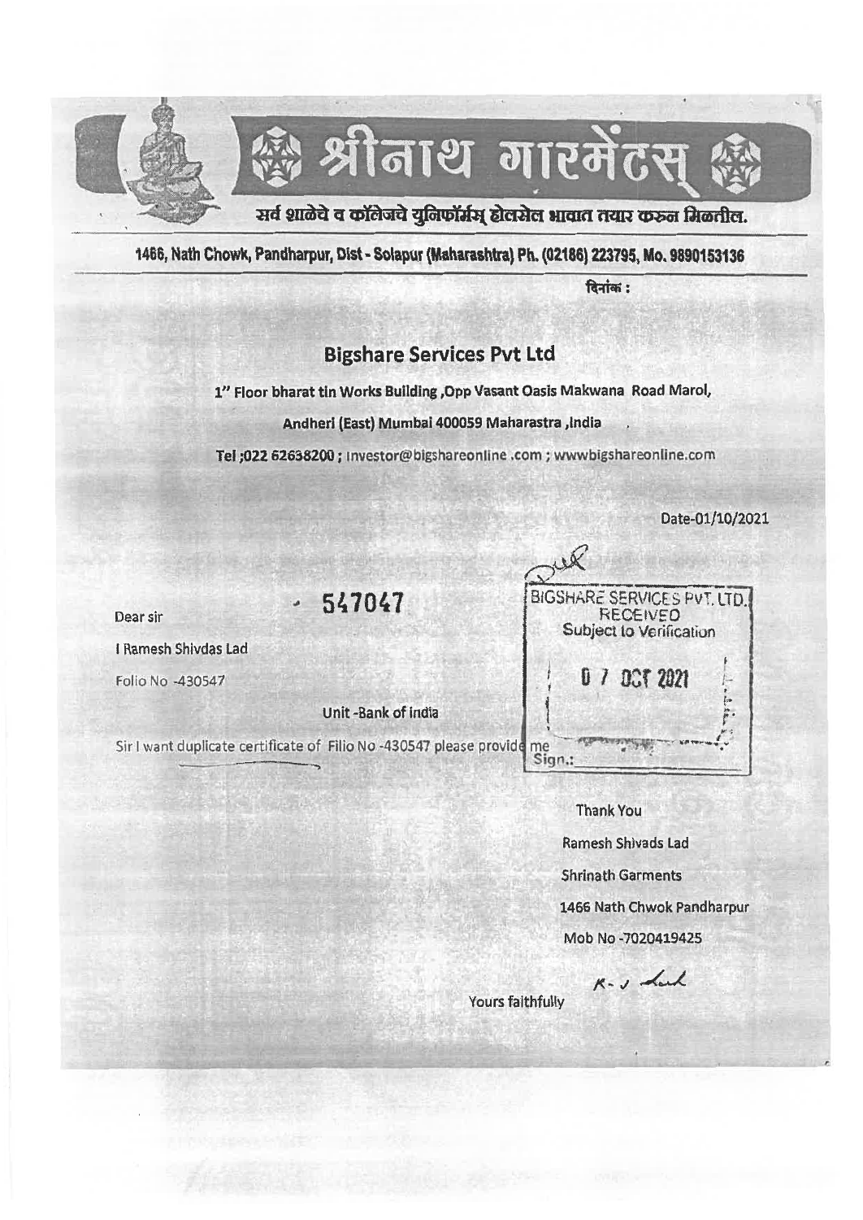# श्रीनाथ गारमेंटस्

सर्व शाळेचे व कॉलेजचे युनिफॉर्मस् होलसेल भावात तयार करून मिळतील.

1466, Nath Chowk, Pandharpur, Dist - Solapur (Maharashtra) Ph. (02186) 223795, Mo. 9890153136

दिनांक :

## Bigshare Services Pvt Ltd

1" Floor bharat tin Works Building ,Opp Vasant Oasis Makwana Road Marol,

Andheri (East) Mumbai 400059 Maharastra ,India

Tel ;022 62638200 ; investor@bigshareonline .com ; wwwbigshareonline.com

Date-01/10/2021

547047

BIGSHARE SERVICES PVT. LTD.
RECEIVED
Subject to Verification
07 OCT 2021
Sign.:

Dear sir

I Ramesh Shivdas Lad

Folio No -430547

Unit -Bank of india

Sir I want duplicate certificate of Filio No -430547 please provide me

Thank You

Ramesh Shivads Lad

Shrinath Garments

1466 Nath Chwok Pandharpur

Mob No -7020419425

Yours faithfully